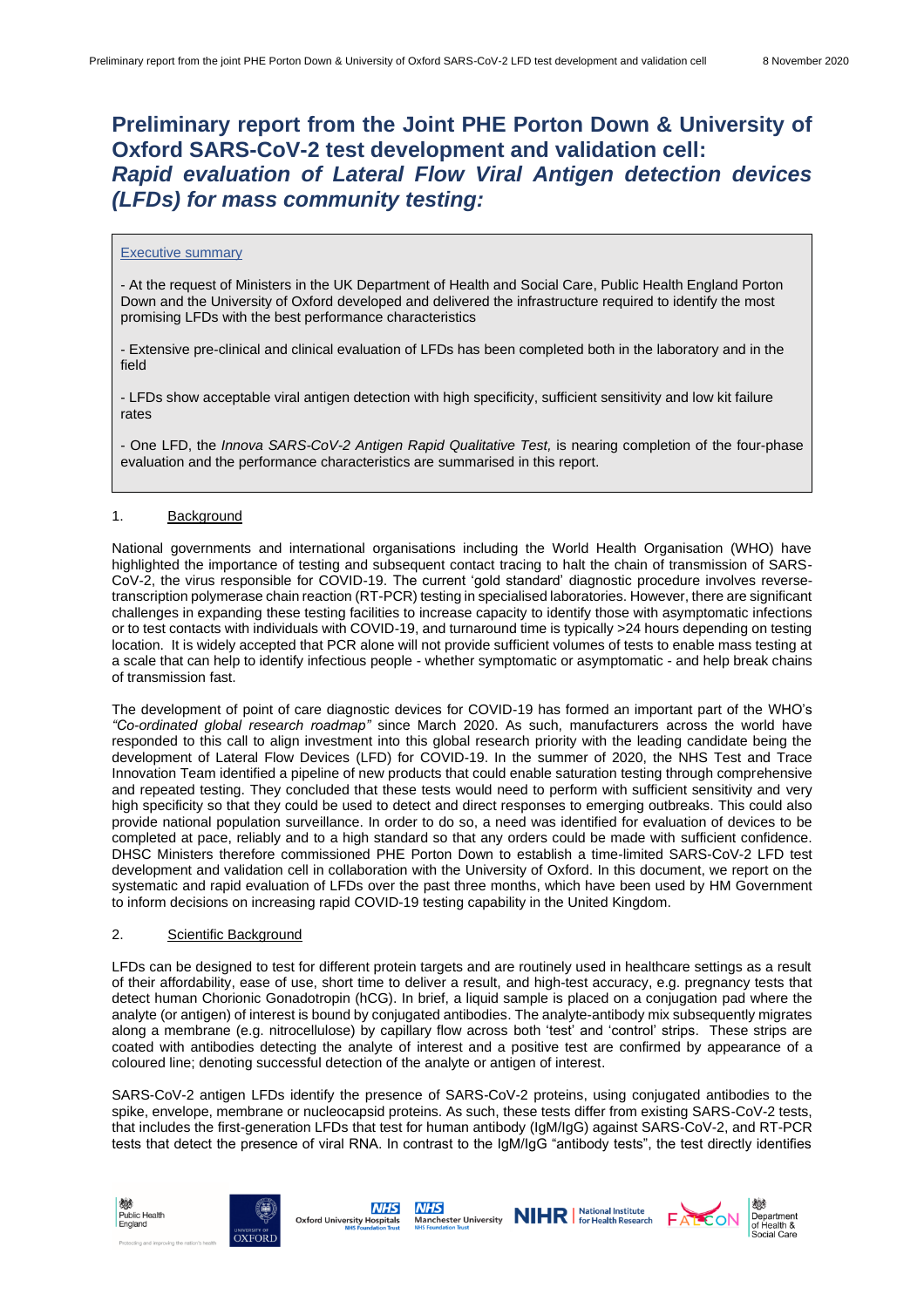# Preliminary report from the Joint PHE Porton Down & University of Oxford SARS-CoV-2 test development and validation cell: *Rapid evaluation of Lateral Flow Viral Antigen detection devices (LFDs) for mass community testing:*

Executive summary

- At the request of Ministers in the UK Department of Health and Social Care, Public Health England Porton Down and the University of Oxford developed and delivered the infrastructure required to identify the most promising LFDs with the best performance characteristics

- Extensive pre-clinical and clinical evaluation of LFDs has been completed both in the laboratory and in the field

- LFDs show acceptable viral antigen detection with high specificity, sufficient sensitivity and low kit failure rates

- One LFD, the *Innova SARS-CoV-2 Antigen Rapid Qualitative Test,* is nearing completion of the four-phase evaluation and the performance characteristics are summarised in this report.

## 1. Background

National governments and international organisations including the World Health Organisation (WHO) have highlighted the importance of testing and subsequent contact tracing to halt the chain of transmission of SARS-CoV-2, the virus responsible for COVID-19. The current 'gold standard' diagnostic procedure involves reverse-transcription polymerase chain reaction (RT-PCR) testing in specialised laboratories. However, there are significant challenges in expanding these testing facilities to increase capacity to identify those with asymptomatic infections or to test contacts with individuals with COVID-19, and turnaround time is typically >24 hours depending on testing location. It is widely accepted that PCR alone will not provide sufficient volumes of tests to enable mass testing at a scale that can help to identify infectious people - whether symptomatic or asymptomatic - and help break chains of transmission fast.

The development of point of care diagnostic devices for COVID-19 has formed an important part of the WHO's *"Co-ordinated global research roadmap"* since March 2020. As such, manufacturers across the world have responded to this call to align investment into this global research priority with the leading candidate being the development of Lateral Flow Devices (LFD) for COVID-19. In the summer of 2020, the NHS Test and Trace Innovation Team identified a pipeline of new products that could enable saturation testing through comprehensive and repeated testing. They concluded that these tests would need to perform with sufficient sensitivity and very high specificity so that they could be used to detect and direct responses to emerging outbreaks. This could also provide national population surveillance. In order to do so, a need was identified for evaluation of devices to be completed at pace, reliably and to a high standard so that any orders could be made with sufficient confidence. DHSC Ministers therefore commissioned PHE Porton Down to establish a time-limited SARS-CoV-2 LFD test development and validation cell in collaboration with the University of Oxford. In this document, we report on the systematic and rapid evaluation of LFDs over the past three months, which have been used by HM Government to inform decisions on increasing rapid COVID-19 testing capability in the United Kingdom.

## 2. Scientific Background

LFDs can be designed to test for different protein targets and are routinely used in healthcare settings as a result of their affordability, ease of use, short time to deliver a result, and high-test accuracy, e.g. pregnancy tests that detect human Chorionic Gonadotropin (hCG). In brief, a liquid sample is placed on a conjugation pad where the analyte (or antigen) of interest is bound by conjugated antibodies. The analyte-antibody mix subsequently migrates along a membrane (e.g. nitrocellulose) by capillary flow across both 'test' and 'control' strips. These strips are coated with antibodies detecting the analyte of interest and a positive test are confirmed by appearance of a coloured line; denoting successful detection of the analyte or antigen of interest.

SARS-CoV-2 antigen LFDs identify the presence of SARS-CoV-2 proteins, using conjugated antibodies to the spike, envelope, membrane or nucleocapsid proteins. As such, these tests differ from existing SARS-CoV-2 tests, that includes the first-generation LFDs that test for human antibody (IgM/IgG) against SARS-CoV-2, and RT-PCR tests that detect the presence of viral RNA. In contrast to the IgM/IgG "antibody tests", the test directly identifies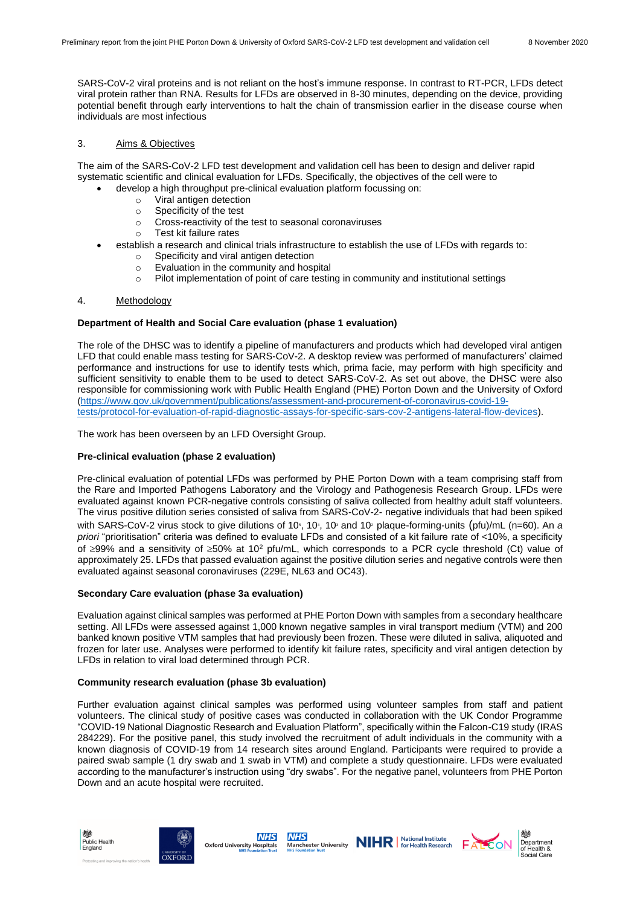SARS-CoV-2 viral proteins and is not reliant on the host's immune response. In contrast to RT-PCR, LFDs detect viral protein rather than RNA. Results for LFDs are observed in 8-30 minutes, depending on the device, providing potential benefit through early interventions to halt the chain of transmission earlier in the disease course when individuals are most infectious

## 3. Aims & Objectives

The aim of the SARS-CoV-2 LFD test development and validation cell has been to design and deliver rapid systematic scientific and clinical evaluation for LFDs. Specifically, the objectives of the cell were to

- develop a high throughput pre-clinical evaluation platform focussing on:
  - Viral antigen detection
  - Specificity of the test
  - Cross-reactivity of the test to seasonal coronaviruses
  - Test kit failure rates
- establish a research and clinical trials infrastructure to establish the use of LFDs with regards to:
  - Specificity and viral antigen detection
  - Evaluation in the community and hospital
  - Pilot implementation of point of care testing in community and institutional settings

## 4. Methodology

**Department of Health and Social Care evaluation (phase 1 evaluation)**

The role of the DHSC was to identify a pipeline of manufacturers and products which had developed viral antigen LFD that could enable mass testing for SARS-CoV-2. A desktop review was performed of manufacturers' claimed performance and instructions for use to identify tests which, prima facie, may perform with high specificity and sufficient sensitivity to enable them to be used to detect SARS-CoV-2. As set out above, the DHSC were also responsible for commissioning work with Public Health England (PHE) Porton Down and the University of Oxford (https://www.gov.uk/government/publications/assessment-and-procurement-of-coronavirus-covid-19-tests/protocol-for-evaluation-of-rapid-diagnostic-assays-for-specific-sars-cov-2-antigens-lateral-flow-devices).

The work has been overseen by an LFD Oversight Group.

**Pre-clinical evaluation (phase 2 evaluation)**

Pre-clinical evaluation of potential LFDs was performed by PHE Porton Down with a team comprising staff from the Rare and Imported Pathogens Laboratory and the Virology and Pathogenesis Research Group. LFDs were evaluated against known PCR-negative controls consisting of saliva collected from healthy adult staff volunteers. The virus positive dilution series consisted of saliva from SARS-CoV-2- negative individuals that had been spiked with SARS-CoV-2 virus stock to give dilutions of $10^5$, $10^4$, $10^3$ and $10^2$ plaque-forming-units (pfu)/mL (n=60). An *a priori* "prioritisation" criteria was defined to evaluate LFDs and consisted of a kit failure rate of <10%, a specificity of ≥99% and a sensitivity of ≥50% at $10^2$ pfu/mL, which corresponds to a PCR cycle threshold (Ct) value of approximately 25. LFDs that passed evaluation against the positive dilution series and negative controls were then evaluated against seasonal coronaviruses (229E, NL63 and OC43).

**Secondary Care evaluation (phase 3a evaluation)**

Evaluation against clinical samples was performed at PHE Porton Down with samples from a secondary healthcare setting. All LFDs were assessed against 1,000 known negative samples in viral transport medium (VTM) and 200 banked known positive VTM samples that had previously been frozen. These were diluted in saliva, aliquoted and frozen for later use. Analyses were performed to identify kit failure rates, specificity and viral antigen detection by LFDs in relation to viral load determined through PCR.

**Community research evaluation (phase 3b evaluation)**

Further evaluation against clinical samples was performed using volunteer samples from staff and patient volunteers. The clinical study of positive cases was conducted in collaboration with the UK Condor Programme "COVID-19 National Diagnostic Research and Evaluation Platform", specifically within the Falcon-C19 study (IRAS 284229). For the positive panel, this study involved the recruitment of adult individuals in the community with a known diagnosis of COVID-19 from 14 research sites around England. Participants were required to provide a paired swab sample (1 dry swab and 1 swab in VTM) and complete a study questionnaire. LFDs were evaluated according to the manufacturer's instruction using "dry swabs". For the negative panel, volunteers from PHE Porton Down and an acute hospital were recruited.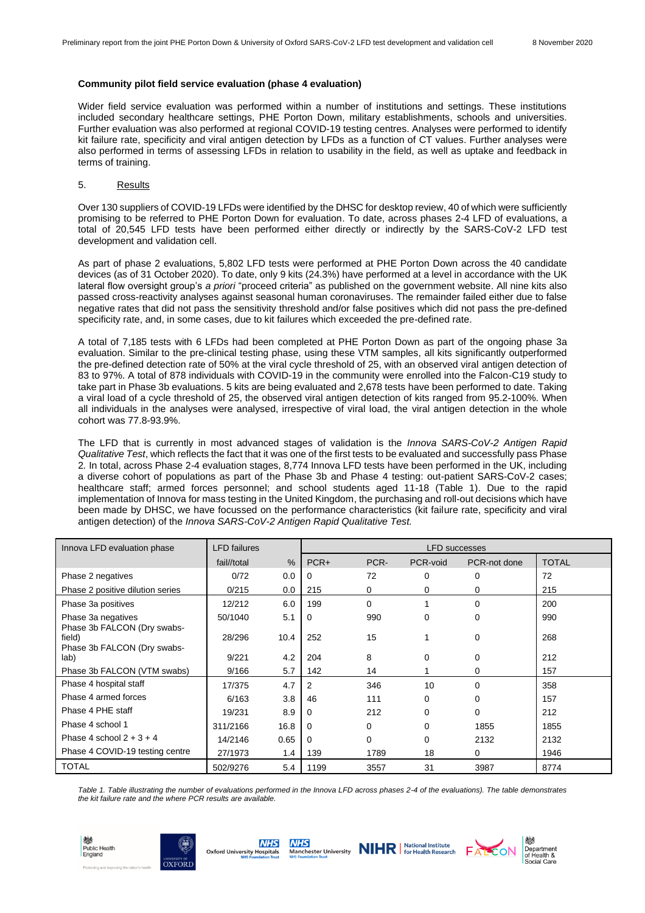**Community pilot field service evaluation (phase 4 evaluation)**

Wider field service evaluation was performed within a number of institutions and settings. These institutions included secondary healthcare settings, PHE Porton Down, military establishments, schools and universities. Further evaluation was also performed at regional COVID-19 testing centres. Analyses were performed to identify kit failure rate, specificity and viral antigen detection by LFDs as a function of CT values. Further analyses were also performed in terms of assessing LFDs in relation to usability in the field, as well as uptake and feedback in terms of training.

## 5. Results

Over 130 suppliers of COVID-19 LFDs were identified by the DHSC for desktop review, 40 of which were sufficiently promising to be referred to PHE Porton Down for evaluation. To date, across phases 2-4 LFD of evaluations, a total of 20,545 LFD tests have been performed either directly or indirectly by the SARS-CoV-2 LFD test development and validation cell.

As part of phase 2 evaluations, 5,802 LFD tests were performed at PHE Porton Down across the 40 candidate devices (as of 31 October 2020). To date, only 9 kits (24.3%) have performed at a level in accordance with the UK lateral flow oversight group's *a priori* "proceed criteria" as published on the government website. All nine kits also passed cross-reactivity analyses against seasonal human coronaviruses. The remainder failed either due to false negative rates that did not pass the sensitivity threshold and/or false positives which did not pass the pre-defined specificity rate, and, in some cases, due to kit failures which exceeded the pre-defined rate.

A total of 7,185 tests with 6 LFDs had been completed at PHE Porton Down as part of the ongoing phase 3a evaluation. Similar to the pre-clinical testing phase, using these VTM samples, all kits significantly outperformed the pre-defined detection rate of 50% at the viral cycle threshold of 25, with an observed viral antigen detection of 83 to 97%. A total of 878 individuals with COVID-19 in the community were enrolled into the Falcon-C19 study to take part in Phase 3b evaluations. 5 kits are being evaluated and 2,678 tests have been performed to date. Taking a viral load of a cycle threshold of 25, the observed viral antigen detection of kits ranged from 95.2-100%. When all individuals in the analyses were analysed, irrespective of viral load, the viral antigen detection in the whole cohort was 77.8-93.9%.

The LFD that is currently in most advanced stages of validation is the *Innova SARS-CoV-2 Antigen Rapid Qualitative Test*, which reflects the fact that it was one of the first tests to be evaluated and successfully pass Phase 2. In total, across Phase 2-4 evaluation stages, 8,774 Innova LFD tests have been performed in the UK, including a diverse cohort of populations as part of the Phase 3b and Phase 4 testing: out-patient SARS-CoV-2 cases; healthcare staff; armed forces personnel; and school students aged 11-18 (Table 1). Due to the rapid implementation of Innova for mass testing in the United Kingdom, the purchasing and roll-out decisions which have been made by DHSC, we have focussed on the performance characteristics (kit failure rate, specificity and viral antigen detection) of the *Innova SARS-CoV-2 Antigen Rapid Qualitative Test.*

| Innova LFD evaluation phase | LFD failures | | LFD successes | | | | |
|---|---|---|---|---|---|---|---|
| | fail//total | % | PCR+ | PCR- | PCR-void | PCR-not done | TOTAL |
| Phase 2 negatives | 0/72 | 0.0 | 0 | 72 | 0 | 0 | 72 |
| Phase 2 positive dilution series | 0/215 | 0.0 | 215 | 0 | 0 | 0 | 215 |
| Phase 3a positives | 12/212 | 6.0 | 199 | 0 | 1 | 0 | 200 |
| Phase 3a negatives | 50/1040 | 5.1 | 0 | 990 | 0 | 0 | 990 |
| Phase 3b FALCON (Dry swabs-field) | 28/296 | 10.4 | 252 | 15 | 1 | 0 | 268 |
| Phase 3b FALCON (Dry swabs-lab) | 9/221 | 4.2 | 204 | 8 | 0 | 0 | 212 |
| Phase 3b FALCON (VTM swabs) | 9/166 | 5.7 | 142 | 14 | 1 | 0 | 157 |
| Phase 4 hospital staff | 17/375 | 4.7 | 2 | 346 | 10 | 0 | 358 |
| Phase 4 armed forces | 6/163 | 3.8 | 46 | 111 | 0 | 0 | 157 |
| Phase 4 PHE staff | 19/231 | 8.9 | 0 | 212 | 0 | 0 | 212 |
| Phase 4 school 1 | 311/2166 | 16.8 | 0 | 0 | 0 | 1855 | 1855 |
| Phase 4 school 2 + 3 + 4 | 14/2146 | 0.65 | 0 | 0 | 0 | 2132 | 2132 |
| Phase 4 COVID-19 testing centre | 27/1973 | 1.4 | 139 | 1789 | 18 | 0 | 1946 |
| TOTAL | 502/9276 | 5.4 | 1199 | 3557 | 31 | 3987 | 8774 |

*Table 1. Table illustrating the number of evaluations performed in the Innova LFD across phases 2-4 of the evaluations). The table demonstrates the kit failure rate and the where PCR results are available.*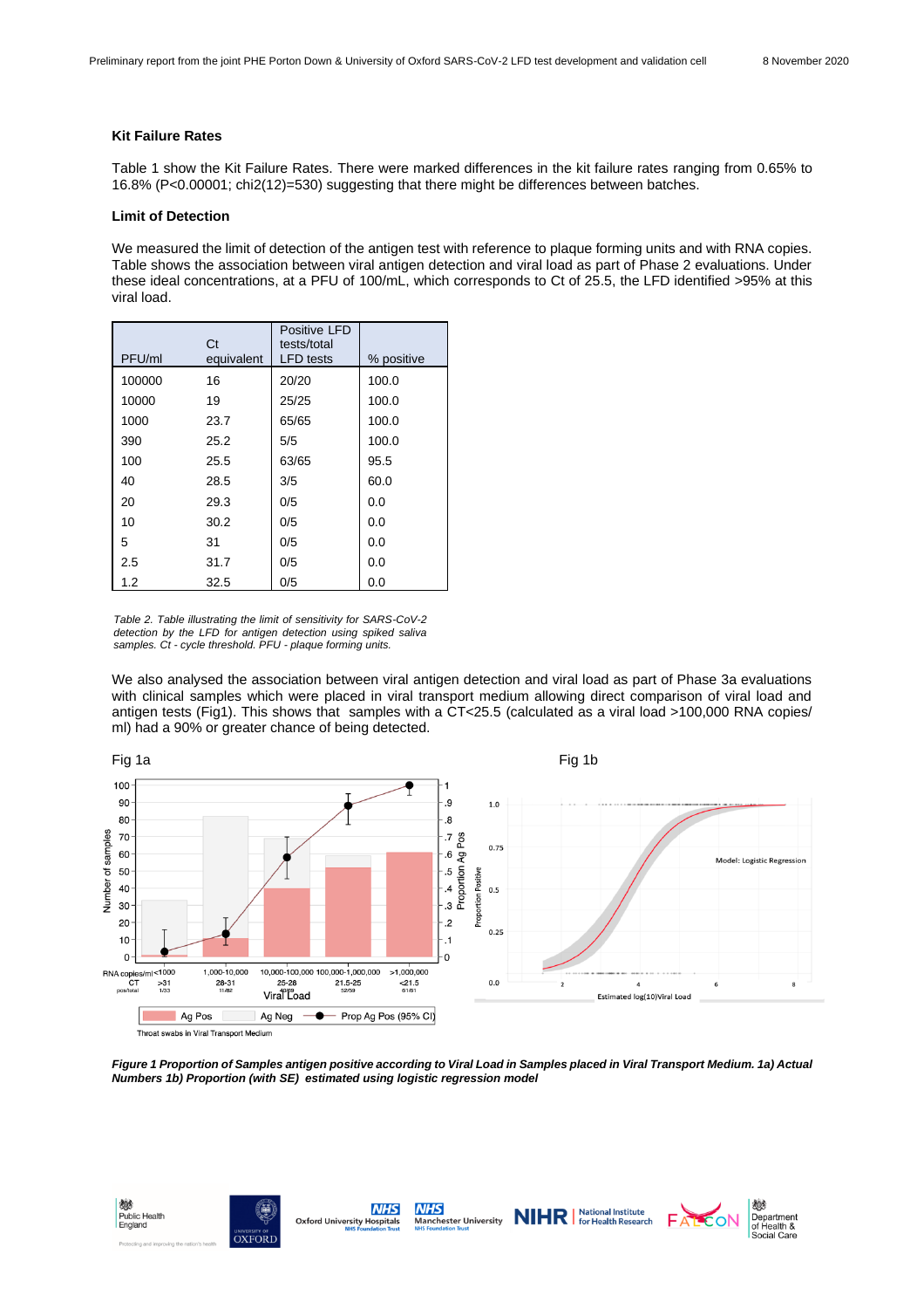### Kit Failure Rates

Table 1 show the Kit Failure Rates. There were marked differences in the kit failure rates ranging from 0.65% to 16.8% ($P<0.00001$; chi2(12)=530) suggesting that there might be differences between batches.

### Limit of Detection

We measured the limit of detection of the antigen test with reference to plaque forming units and with RNA copies. Table shows the association between viral antigen detection and viral load as part of Phase 2 evaluations. Under these ideal concentrations, at a PFU of 100/mL, which corresponds to Ct of 25.5, the LFD identified >95% at this viral load.

| PFU/ml | Ct equivalent | Positive LFD tests/total LFD tests | % positive |
|---|---|---|---|
| 100000 | 16 | 20/20 | 100.0 |
| 10000 | 19 | 25/25 | 100.0 |
| 1000 | 23.7 | 65/65 | 100.0 |
| 390 | 25.2 | 5/5 | 100.0 |
| 100 | 25.5 | 63/65 | 95.5 |
| 40 | 28.5 | 3/5 | 60.0 |
| 20 | 29.3 | 0/5 | 0.0 |
| 10 | 30.2 | 0/5 | 0.0 |
| 5 | 31 | 0/5 | 0.0 |
| 2.5 | 31.7 | 0/5 | 0.0 |
| 1.2 | 32.5 | 0/5 | 0.0 |

*Table 2. Table illustrating the limit of sensitivity for SARS-CoV-2 detection by the LFD for antigen detection using spiked saliva samples. Ct - cycle threshold. PFU - plaque forming units.*

We also analysed the association between viral antigen detection and viral load as part of Phase 3a evaluations with clinical samples which were placed in viral transport medium allowing direct comparison of viral load and antigen tests (Fig1). This shows that samples with a CT<25.5 (calculated as a viral load >100,000 RNA copies/ ml) had a 90% or greater chance of being detected.

Fig 1a

Fig 1b

***Figure 1 Proportion of Samples antigen positive according to Viral Load in Samples placed in Viral Transport Medium. 1a) Actual Numbers 1b) Proportion (with SE) estimated using logistic regression model***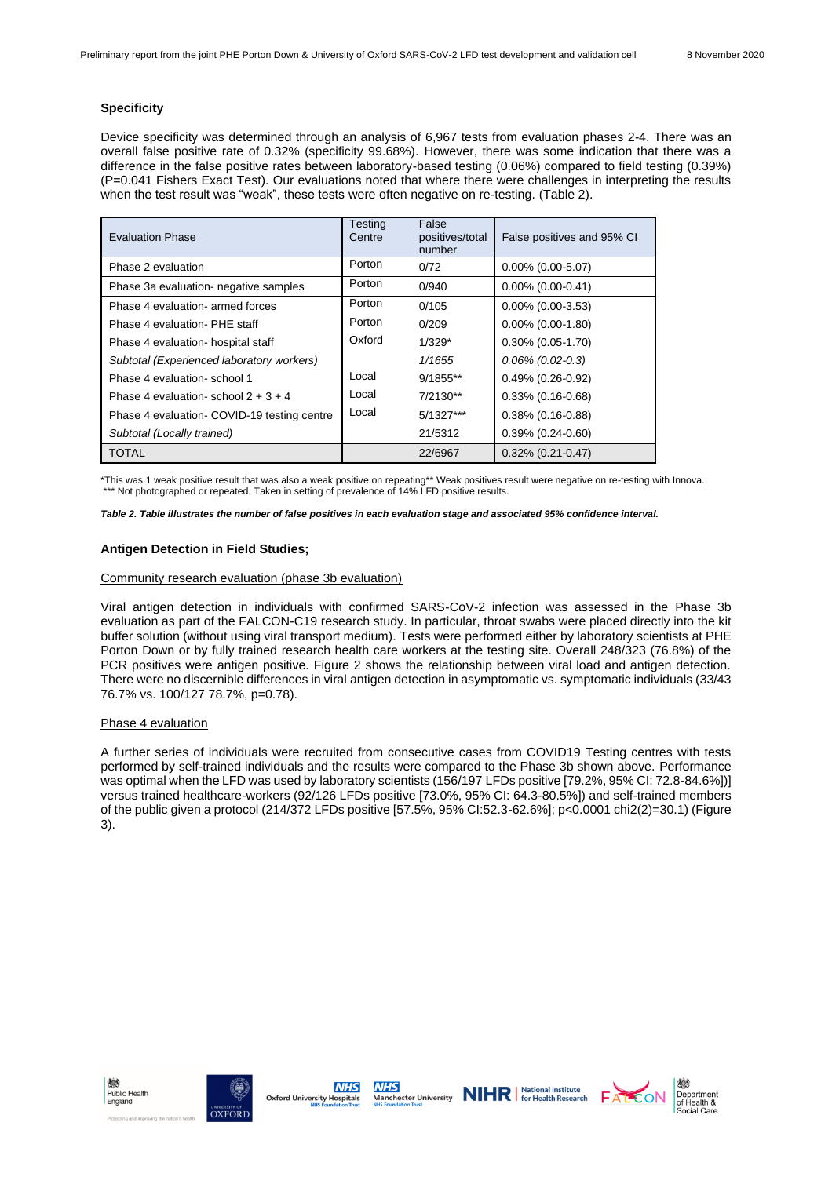### Specificity

Device specificity was determined through an analysis of 6,967 tests from evaluation phases 2-4. There was an overall false positive rate of 0.32% (specificity 99.68%). However, there was some indication that there was a difference in the false positive rates between laboratory-based testing (0.06%) compared to field testing (0.39%) (P=0.041 Fishers Exact Test). Our evaluations noted that where there were challenges in interpreting the results when the test result was "weak", these tests were often negative on re-testing. (Table 2).

| Evaluation Phase | Testing Centre | False positives/total number | False positives and 95% CI |
|---|---|---|---|
| Phase 2 evaluation | Porton | 0/72 | 0.00% (0.00-5.07) |
| Phase 3a evaluation- negative samples | Porton | 0/940 | 0.00% (0.00-0.41) |
| Phase 4 evaluation- armed forces | Porton | 0/105 | 0.00% (0.00-3.53) |
| Phase 4 evaluation- PHE staff | Porton | 0/209 | 0.00% (0.00-1.80) |
| Phase 4 evaluation- hospital staff | Oxford | 1/329* | 0.30% (0.05-1.70) |
| *Subtotal (Experienced laboratory workers)* | | *1/1655* | *0.06% (0.02-0.3)* |
| Phase 4 evaluation- school 1 | Local | 9/1855** | 0.49% (0.26-0.92) |
| Phase 4 evaluation- school 2 + 3 + 4 | Local | 7/2130** | 0.33% (0.16-0.68) |
| Phase 4 evaluation- COVID-19 testing centre | Local | 5/1327*** | 0.38% (0.16-0.88) |
| *Subtotal (Locally trained)* | | 21/5312 | 0.39% (0.24-0.60) |
| TOTAL | | 22/6967 | 0.32% (0.21-0.47) |

*This was 1 weak positive result that was also a weak positive on repeating** Weak positives result were negative on re-testing with Innova., *** Not photographed or repeated. Taken in setting of prevalence of 14% LFD positive results.

***Table 2. Table illustrates the number of false positives in each evaluation stage and associated 95% confidence interval.***

### Antigen Detection in Field Studies;

<u>Community research evaluation (phase 3b evaluation)</u>

Viral antigen detection in individuals with confirmed SARS-CoV-2 infection was assessed in the Phase 3b evaluation as part of the FALCON-C19 research study. In particular, throat swabs were placed directly into the kit buffer solution (without using viral transport medium). Tests were performed either by laboratory scientists at PHE Porton Down or by fully trained research health care workers at the testing site. Overall 248/323 (76.8%) of the PCR positives were antigen positive. Figure 2 shows the relationship between viral load and antigen detection. There were no discernible differences in viral antigen detection in asymptomatic vs. symptomatic individuals (33/43 76.7% vs. 100/127 78.7%, p=0.78).

<u>Phase 4 evaluation</u>

A further series of individuals were recruited from consecutive cases from COVID19 Testing centres with tests performed by self-trained individuals and the results were compared to the Phase 3b shown above. Performance was optimal when the LFD was used by laboratory scientists (156/197 LFDs positive [79.2%, 95% CI: 72.8-84.6%])] versus trained healthcare-workers (92/126 LFDs positive [73.0%, 95% CI: 64.3-80.5%]) and self-trained members of the public given a protocol (214/372 LFDs positive [57.5%, 95% CI:52.3-62.6%]; p<0.0001 chi2(2)=30.1) (Figure 3).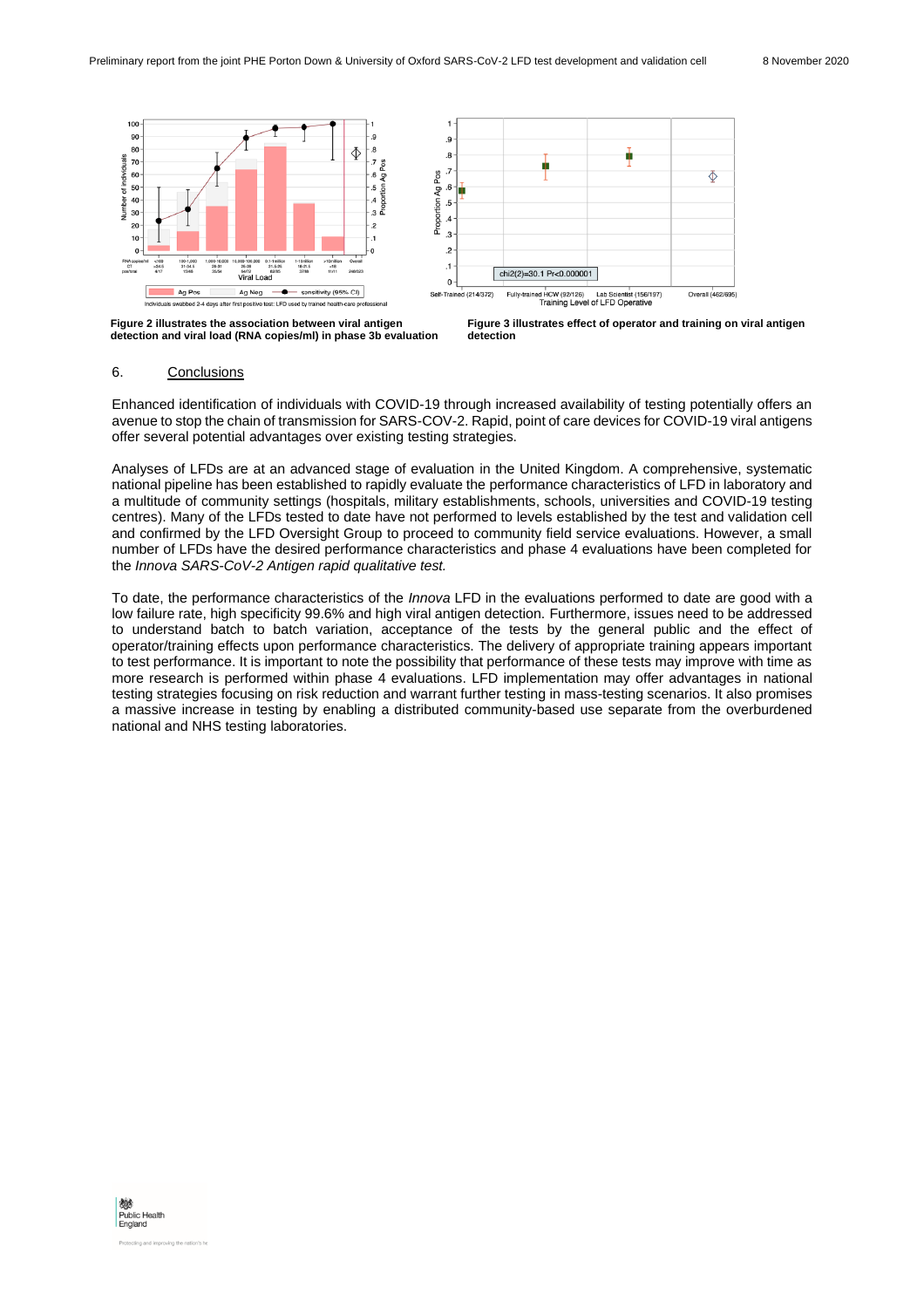100
90
80
70
60
50
40
30
20
10
0
Number of individuals
1
.9
.8
.7
.6
.5
.4
.3
.2
.1
0
Proportion Ag Pos
RNA copies/ml <100 100-1,000 1,000-10,000 10,000-100,000 0.1-1million 1-10million >10million Overall
CT >34.5 31-34.5 28-31 25-28 21.5-25 18-21.5 <18
pos/total 4/17 15/48 35/54 64/72 82/85 37/38 11/11 248/323
Viral Load
Ag Pos Ag Neg sensitivity (95% CI)
Individuals swabbed 2-4 days after first positive test: LFD used by trained health-care professional

**Figure 2 illustrates the association between viral antigen detection and viral load (RNA copies/ml) in phase 3b evaluation**

1
.9
.8
.7
.6
.5
.4
.3
.2
.1
0
Proportion Ag Pos
chi2(2)=30.1 Pr<0.000001
Self-Trained (214/372) Fully-trained HCW (92/126) Lab Scientist (156/197) Overall (462/695)
Training Level of LFD Operative

**Figure 3 illustrates effect of operator and training on viral antigen detection**

## 6. Conclusions

Enhanced identification of individuals with COVID-19 through increased availability of testing potentially offers an avenue to stop the chain of transmission for SARS-COV-2. Rapid, point of care devices for COVID-19 viral antigens offer several potential advantages over existing testing strategies.

Analyses of LFDs are at an advanced stage of evaluation in the United Kingdom. A comprehensive, systematic national pipeline has been established to rapidly evaluate the performance characteristics of LFD in laboratory and a multitude of community settings (hospitals, military establishments, schools, universities and COVID-19 testing centres). Many of the LFDs tested to date have not performed to levels established by the test and validation cell and confirmed by the LFD Oversight Group to proceed to community field service evaluations. However, a small number of LFDs have the desired performance characteristics and phase 4 evaluations have been completed for the *Innova SARS-CoV-2 Antigen rapid qualitative test.*

To date, the performance characteristics of the *Innova* LFD in the evaluations performed to date are good with a low failure rate, high specificity 99.6% and high viral antigen detection. Furthermore, issues need to be addressed to understand batch to batch variation, acceptance of the tests by the general public and the effect of operator/training effects upon performance characteristics. The delivery of appropriate training appears important to test performance. It is important to note the possibility that performance of these tests may improve with time as more research is performed within phase 4 evaluations. LFD implementation may offer advantages in national testing strategies focusing on risk reduction and warrant further testing in mass-testing scenarios. It also promises a massive increase in testing by enabling a distributed community-based use separate from the overburdened national and NHS testing laboratories.